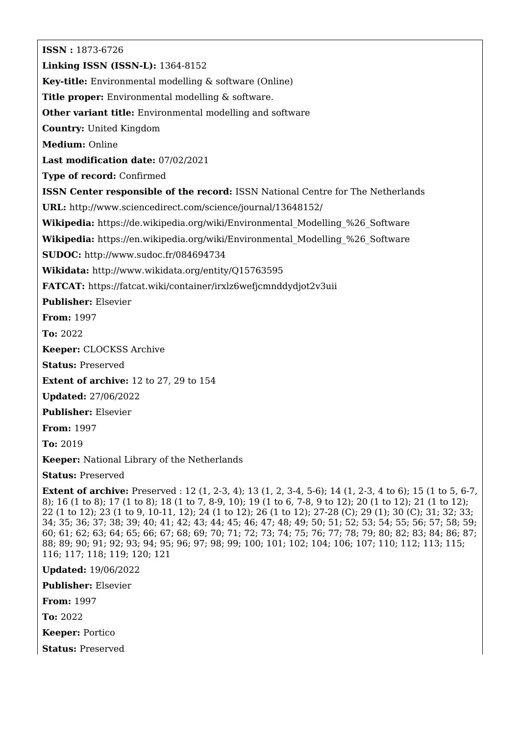**ISSN :** 1873-6726

**Linking ISSN (ISSN-L):** 1364-8152

**Key-title:** Environmental modelling & software (Online)

**Title proper:** Environmental modelling & software.

**Other variant title:** Environmental modelling and software

**Country:** United Kingdom

**Medium:** Online

**Last modification date:** 07/02/2021

**Type of record:** Confirmed

**ISSN Center responsible of the record:** ISSN National Centre for The Netherlands

**URL:** http://www.sciencedirect.com/science/journal/13648152/

**Wikipedia:** https://de.wikipedia.org/wiki/Environmental_Modelling_%26_Software

**Wikipedia:** https://en.wikipedia.org/wiki/Environmental_Modelling_%26_Software

**SUDOC:** http://www.sudoc.fr/084694734

**Wikidata:** http://www.wikidata.org/entity/Q15763595

**FATCAT:** https://fatcat.wiki/container/irxlz6wefjcmnddydjot2v3uii

**Publisher:** Elsevier

**From:** 1997

**To:** 2022

**Keeper:** CLOCKSS Archive

**Status:** Preserved

**Extent of archive:** 12 to 27, 29 to 154

**Updated:** 27/06/2022

**Publisher:** Elsevier

**From:** 1997

**To:** 2019

**Keeper:** National Library of the Netherlands

**Status:** Preserved

**Extent of archive:** Preserved : 12 (1, 2-3, 4); 13 (1, 2, 3-4, 5-6); 14 (1, 2-3, 4 to 6); 15 (1 to 5, 6-7, 8); 16 (1 to 8); 17 (1 to 8); 18 (1 to 7, 8-9, 10); 19 (1 to 6, 7-8, 9 to 12); 20 (1 to 12); 21 (1 to 12); 22 (1 to 12); 23 (1 to 9, 10-11, 12); 24 (1 to 12); 26 (1 to 12); 27-28 (C); 29 (1); 30 (C); 31; 32; 33; 34; 35; 36; 37; 38; 39; 40; 41; 42; 43; 44; 45; 46; 47; 48; 49; 50; 51; 52; 53; 54; 55; 56; 57; 58; 59; 60; 61; 62; 63; 64; 65; 66; 67; 68; 69; 70; 71; 72; 73; 74; 75; 76; 77; 78; 79; 80; 82; 83; 84; 86; 87; 88; 89; 90; 91; 92; 93; 94; 95; 96; 97; 98; 99; 100; 101; 102; 104; 106; 107; 110; 112; 113; 115; 116; 117; 118; 119; 120; 121

**Updated:** 19/06/2022

**Publisher:** Elsevier

**From:** 1997

**To:** 2022

**Keeper:** Portico

**Status:** Preserved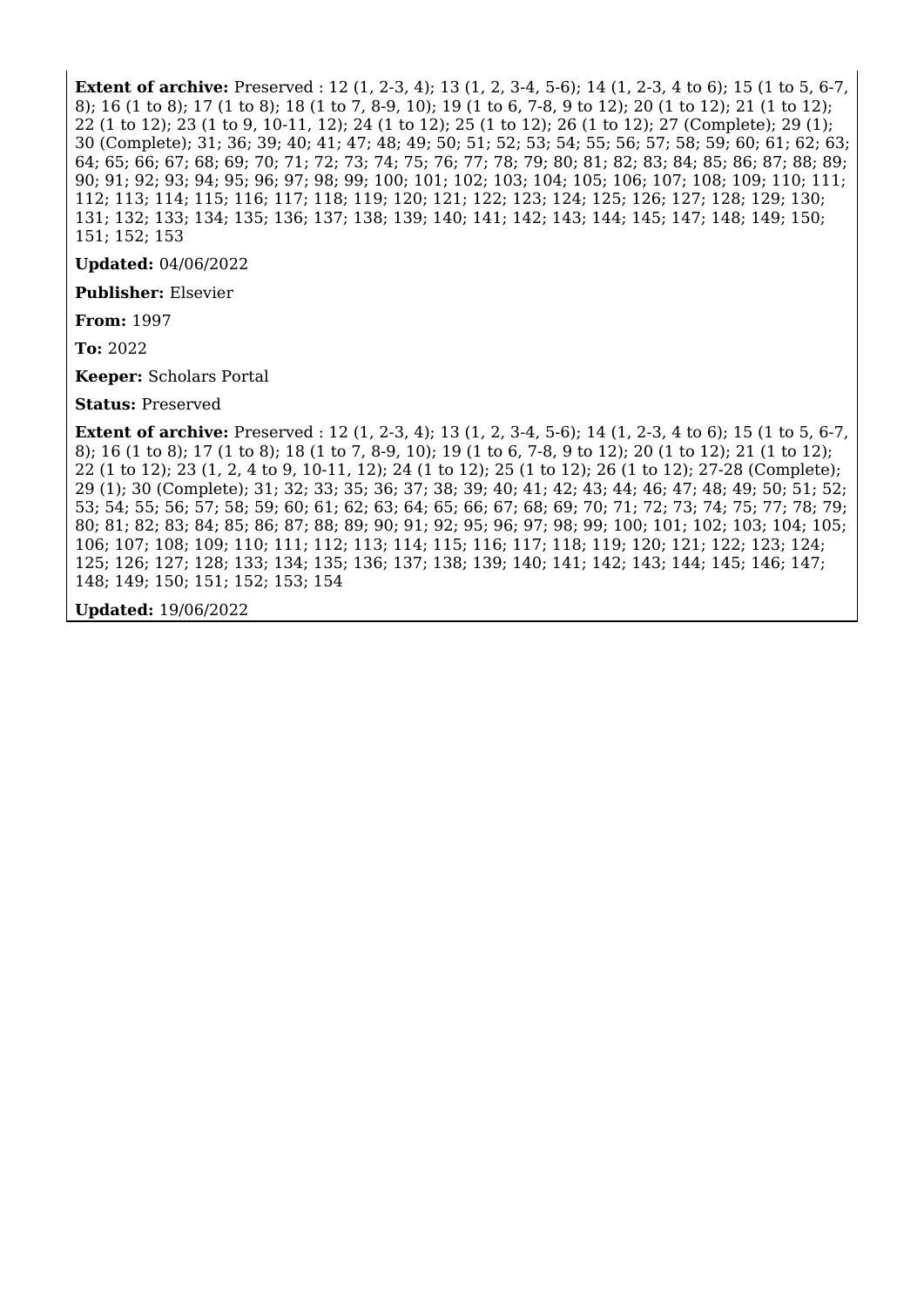**Extent of archive:** Preserved : 12 (1, 2-3, 4); 13 (1, 2, 3-4, 5-6); 14 (1, 2-3, 4 to 6); 15 (1 to 5, 6-7, 8); 16 (1 to 8); 17 (1 to 8); 18 (1 to 7, 8-9, 10); 19 (1 to 6, 7-8, 9 to 12); 20 (1 to 12); 21 (1 to 12); 22 (1 to 12); 23 (1 to 9, 10-11, 12); 24 (1 to 12); 25 (1 to 12); 26 (1 to 12); 27 (Complete); 29 (1); 30 (Complete); 31; 36; 39; 40; 41; 47; 48; 49; 50; 51; 52; 53; 54; 55; 56; 57; 58; 59; 60; 61; 62; 63; 64; 65; 66; 67; 68; 69; 70; 71; 72; 73; 74; 75; 76; 77; 78; 79; 80; 81; 82; 83; 84; 85; 86; 87; 88; 89; 90; 91; 92; 93; 94; 95; 96; 97; 98; 99; 100; 101; 102; 103; 104; 105; 106; 107; 108; 109; 110; 111; 112; 113; 114; 115; 116; 117; 118; 119; 120; 121; 122; 123; 124; 125; 126; 127; 128; 129; 130; 131; 132; 133; 134; 135; 136; 137; 138; 139; 140; 141; 142; 143; 144; 145; 147; 148; 149; 150; 151; 152; 153

**Updated:** 04/06/2022

**Publisher:** Elsevier

**From:** 1997

**To:** 2022

**Keeper:** Scholars Portal

**Status:** Preserved

**Extent of archive:** Preserved : 12 (1, 2-3, 4); 13 (1, 2, 3-4, 5-6); 14 (1, 2-3, 4 to 6); 15 (1 to 5, 6-7, 8); 16 (1 to 8); 17 (1 to 8); 18 (1 to 7, 8-9, 10); 19 (1 to 6, 7-8, 9 to 12); 20 (1 to 12); 21 (1 to 12); 22 (1 to 12); 23 (1, 2, 4 to 9, 10-11, 12); 24 (1 to 12); 25 (1 to 12); 26 (1 to 12); 27-28 (Complete); 29 (1); 30 (Complete); 31; 32; 33; 35; 36; 37; 38; 39; 40; 41; 42; 43; 44; 46; 47; 48; 49; 50; 51; 52; 53; 54; 55; 56; 57; 58; 59; 60; 61; 62; 63; 64; 65; 66; 67; 68; 69; 70; 71; 72; 73; 74; 75; 77; 78; 79; 80; 81; 82; 83; 84; 85; 86; 87; 88; 89; 90; 91; 92; 95; 96; 97; 98; 99; 100; 101; 102; 103; 104; 105; 106; 107; 108; 109; 110; 111; 112; 113; 114; 115; 116; 117; 118; 119; 120; 121; 122; 123; 124; 125; 126; 127; 128; 133; 134; 135; 136; 137; 138; 139; 140; 141; 142; 143; 144; 145; 146; 147; 148; 149; 150; 151; 152; 153; 154

**Updated:** 19/06/2022